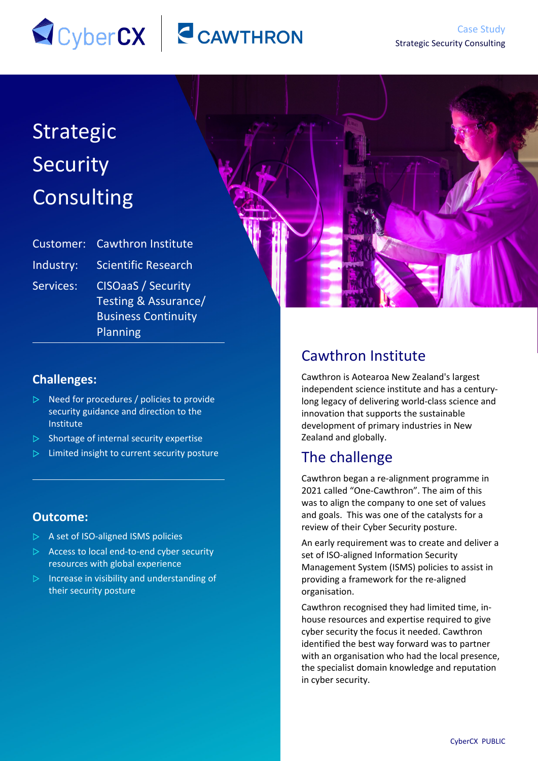Case Study

Strategic Security Consulting

# Strategic Security Consulting

Customer: Cawthron Institute

Industry: Scientific Research

Services: CISOaaS / Security Testing & Assurance/ Business Continuity Planning

### Challenges:

- Need for procedures / policies to provide security guidance and direction to the Institute
- Shortage of internal security expertise
- Limited insight to current security posture

### Outcome:

- A set of ISO-aligned ISMS policies
- Access to local end-to-end cyber security resources with global experience
- Increase in visibility and understanding of their security posture

## Cawthron Institute

Cawthron is Aotearoa New Zealand's largest independent science institute and has a century-long legacy of delivering world-class science and innovation that supports the sustainable development of primary industries in New Zealand and globally.

## The challenge

Cawthron began a re-alignment programme in 2021 called "One-Cawthron". The aim of this was to align the company to one set of values and goals. This was one of the catalysts for a review of their Cyber Security posture.

An early requirement was to create and deliver a set of ISO-aligned Information Security Management System (ISMS) policies to assist in providing a framework for the re-aligned organisation.

Cawthron recognised they had limited time, in-house resources and expertise required to give cyber security the focus it needed. Cawthron identified the best way forward was to partner with an organisation who had the local presence, the specialist domain knowledge and reputation in cyber security.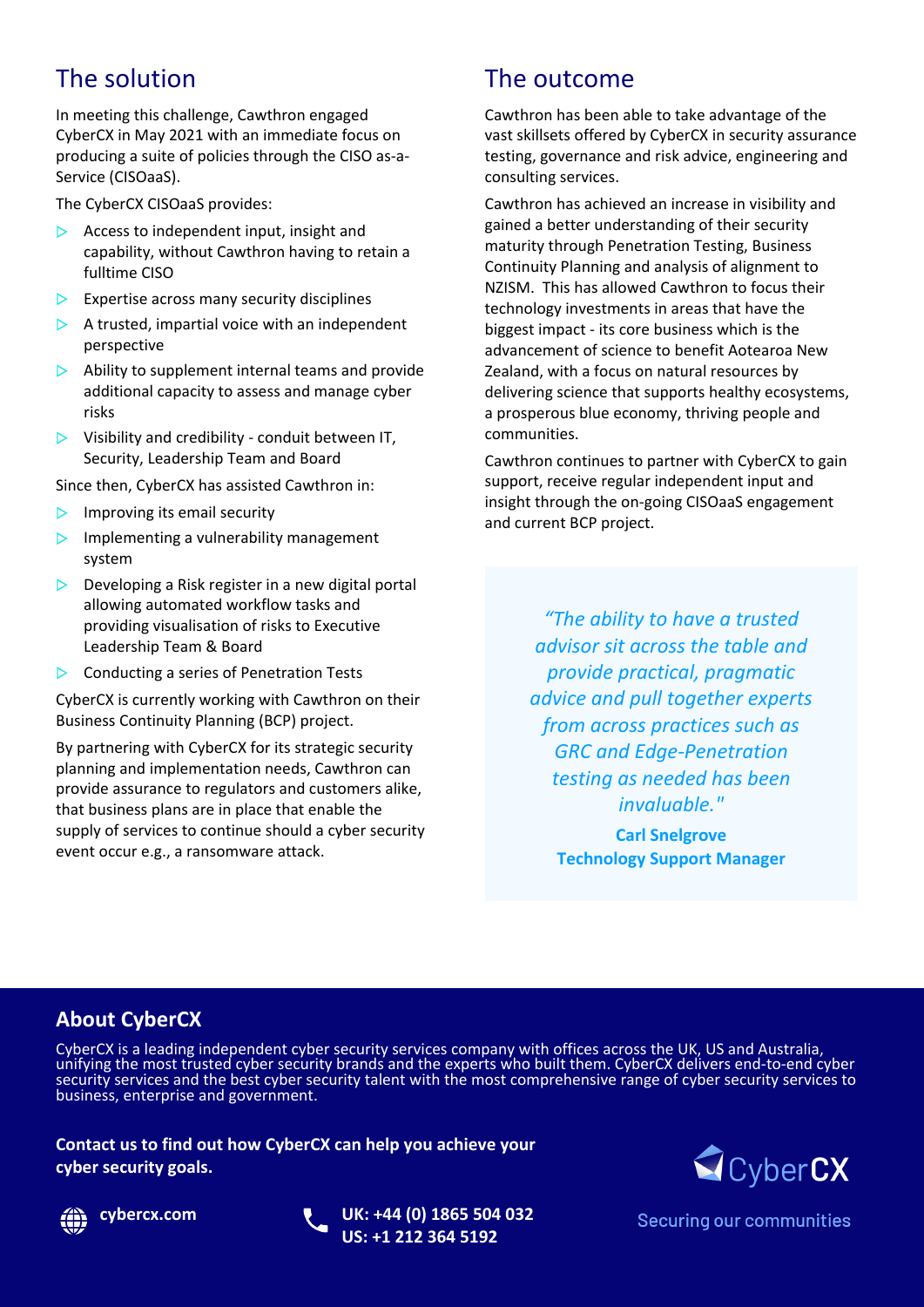## The solution

In meeting this challenge, Cawthron engaged CyberCX in May 2021 with an immediate focus on producing a suite of policies through the CISO as-a-Service (CISOaaS).

The CyberCX CISOaaS provides:

- Access to independent input, insight and capability, without Cawthron having to retain a fulltime CISO
- Expertise across many security disciplines
- A trusted, impartial voice with an independent perspective
- Ability to supplement internal teams and provide additional capacity to assess and manage cyber risks
- Visibility and credibility - conduit between IT, Security, Leadership Team and Board

Since then, CyberCX has assisted Cawthron in:

- Improving its email security
- Implementing a vulnerability management system
- Developing a Risk register in a new digital portal allowing automated workflow tasks and providing visualisation of risks to Executive Leadership Team & Board
- Conducting a series of Penetration Tests

CyberCX is currently working with Cawthron on their Business Continuity Planning (BCP) project.

By partnering with CyberCX for its strategic security planning and implementation needs, Cawthron can provide assurance to regulators and customers alike, that business plans are in place that enable the supply of services to continue should a cyber security event occur e.g., a ransomware attack.

## The outcome

Cawthron has been able to take advantage of the vast skillsets offered by CyberCX in security assurance testing, governance and risk advice, engineering and consulting services.

Cawthron has achieved an increase in visibility and gained a better understanding of their security maturity through Penetration Testing, Business Continuity Planning and analysis of alignment to NZISM. This has allowed Cawthron to focus their technology investments in areas that have the biggest impact - its core business which is the advancement of science to benefit Aotearoa New Zealand, with a focus on natural resources by delivering science that supports healthy ecosystems, a prosperous blue economy, thriving people and communities.

Cawthron continues to partner with CyberCX to gain support, receive regular independent input and insight through the on-going CISOaaS engagement and current BCP project.

*"The ability to have a trusted advisor sit across the table and provide practical, pragmatic advice and pull together experts from across practices such as GRC and Edge-Penetration testing as needed has been invaluable."*

**Carl Snelgrove**
**Technology Support Manager**

## About CyberCX

CyberCX is a leading independent cyber security services company with offices across the UK, US and Australia, unifying the most trusted cyber security brands and the experts who built them. CyberCX delivers end-to-end cyber security services and the best cyber security talent with the most comprehensive range of cyber security services to business, enterprise and government.

**Contact us to find out how CyberCX can help you achieve your cyber security goals.**

**cybercx.com**

**UK: +44 (0) 1865 504 032**
**US: +1 212 364 5192**

CyberCX

Securing our communities